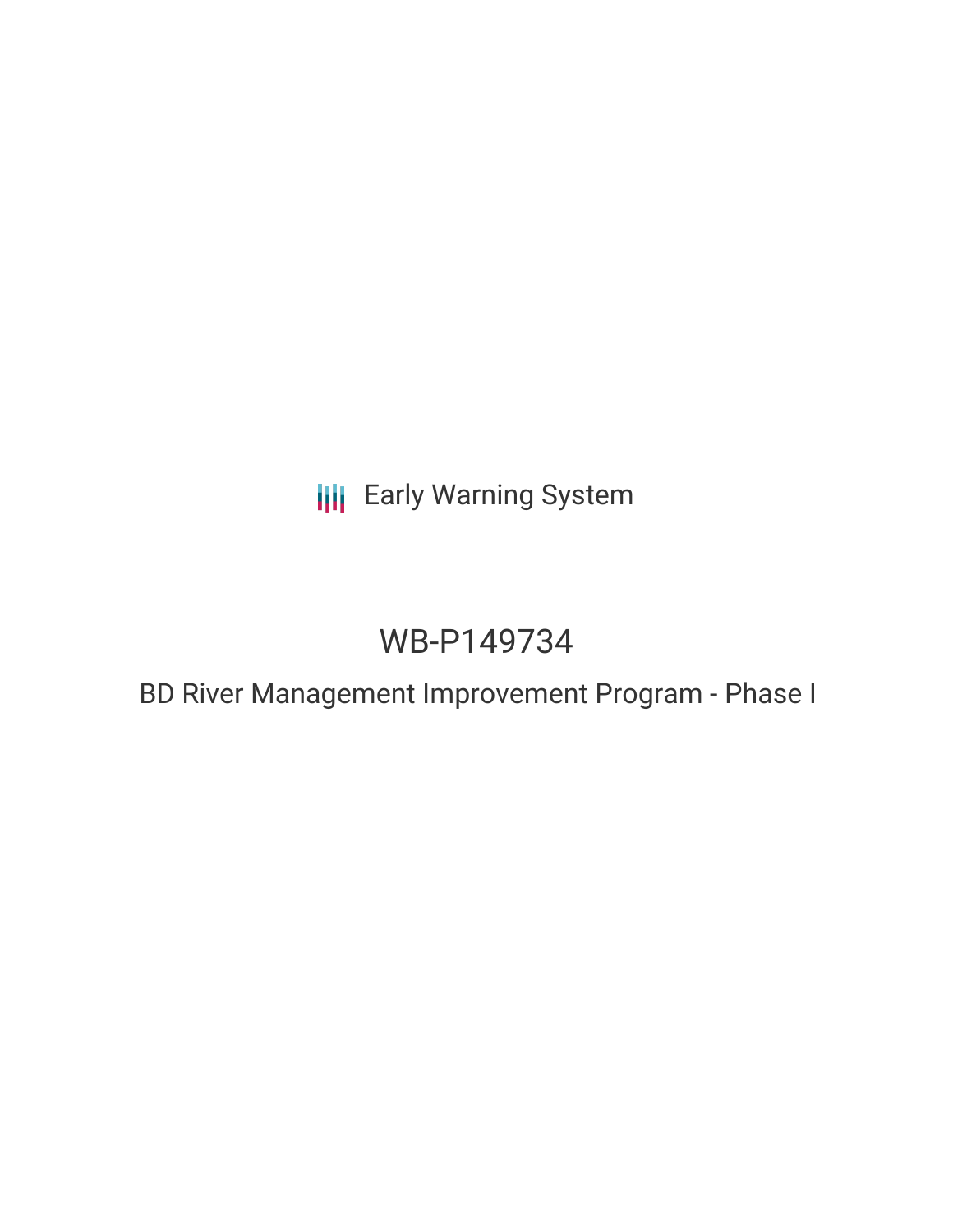Early Warning System

# WB-P149734

## BD River Management Improvement Program - Phase I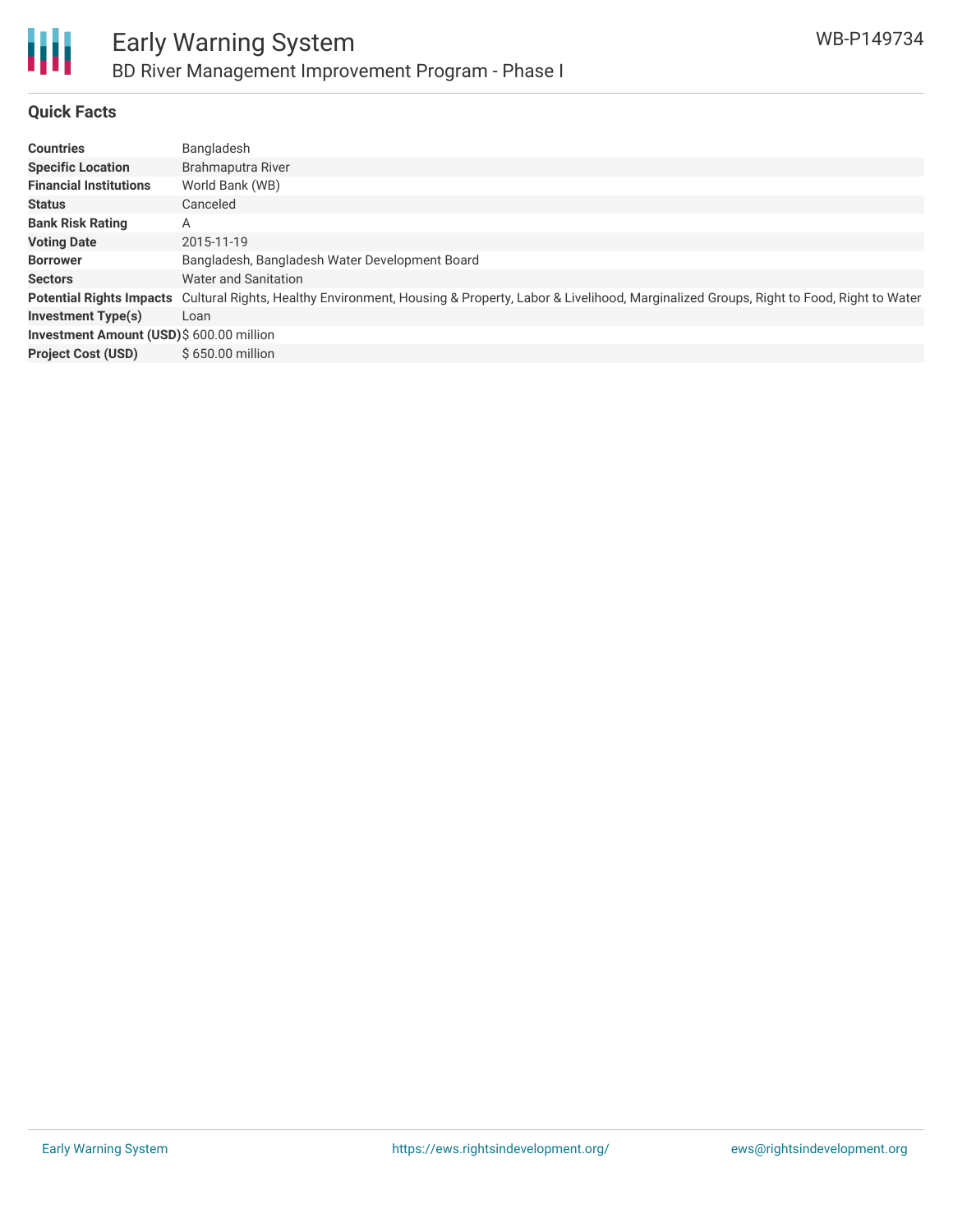# Early Warning System

## BD River Management Improvement Program - Phase I

WB-P149734

### Quick Facts

| | |
|---|---|
| **Countries** | Bangladesh |
| **Specific Location** | Brahmaputra River |
| **Financial Institutions** | World Bank (WB) |
| **Status** | Canceled |
| **Bank Risk Rating** | A |
| **Voting Date** | 2015-11-19 |
| **Borrower** | Bangladesh, Bangladesh Water Development Board |
| **Sectors** | Water and Sanitation |
| **Potential Rights Impacts** | Cultural Rights, Healthy Environment, Housing & Property, Labor & Livelihood, Marginalized Groups, Right to Food, Right to Water |
| **Investment Type(s)** | Loan |
| **Investment Amount (USD)** | $ 600.00 million |
| **Project Cost (USD)** | $ 650.00 million |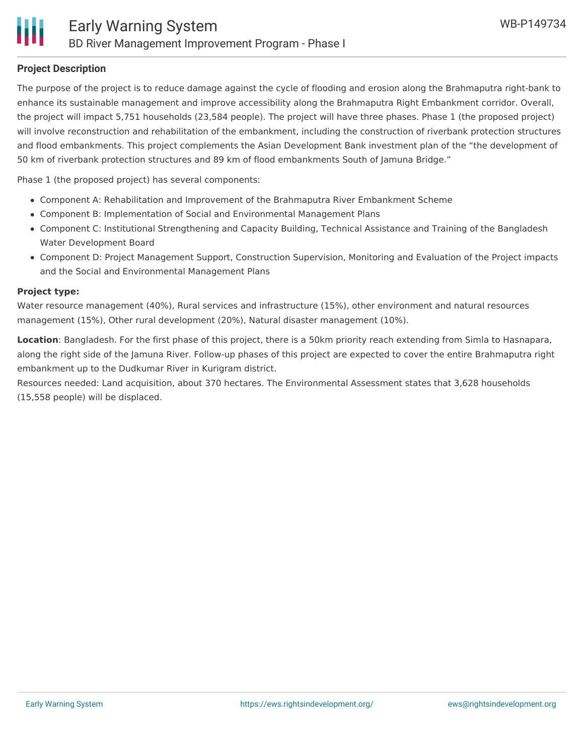### Project Description

The purpose of the project is to reduce damage against the cycle of flooding and erosion along the Brahmaputra right-bank to enhance its sustainable management and improve accessibility along the Brahmaputra Right Embankment corridor. Overall, the project will impact 5,751 households (23,584 people). The project will have three phases. Phase 1 (the proposed project) will involve reconstruction and rehabilitation of the embankment, including the construction of riverbank protection structures and flood embankments. This project complements the Asian Development Bank investment plan of the "the development of 50 km of riverbank protection structures and 89 km of flood embankments South of Jamuna Bridge."

Phase 1 (the proposed project) has several components:

- Component A: Rehabilitation and Improvement of the Brahmaputra River Embankment Scheme
- Component B: Implementation of Social and Environmental Management Plans
- Component C: Institutional Strengthening and Capacity Building, Technical Assistance and Training of the Bangladesh Water Development Board
- Component D: Project Management Support, Construction Supervision, Monitoring and Evaluation of the Project impacts and the Social and Environmental Management Plans

**Project type:**

Water resource management (40%), Rural services and infrastructure (15%), other environment and natural resources management (15%), Other rural development (20%), Natural disaster management (10%).

**Location**: Bangladesh. For the first phase of this project, there is a 50km priority reach extending from Simla to Hasnapara, along the right side of the Jamuna River. Follow-up phases of this project are expected to cover the entire Brahmaputra right embankment up to the Dudkumar River in Kurigram district.
Resources needed: Land acquisition, about 370 hectares. The Environmental Assessment states that 3,628 households (15,558 people) will be displaced.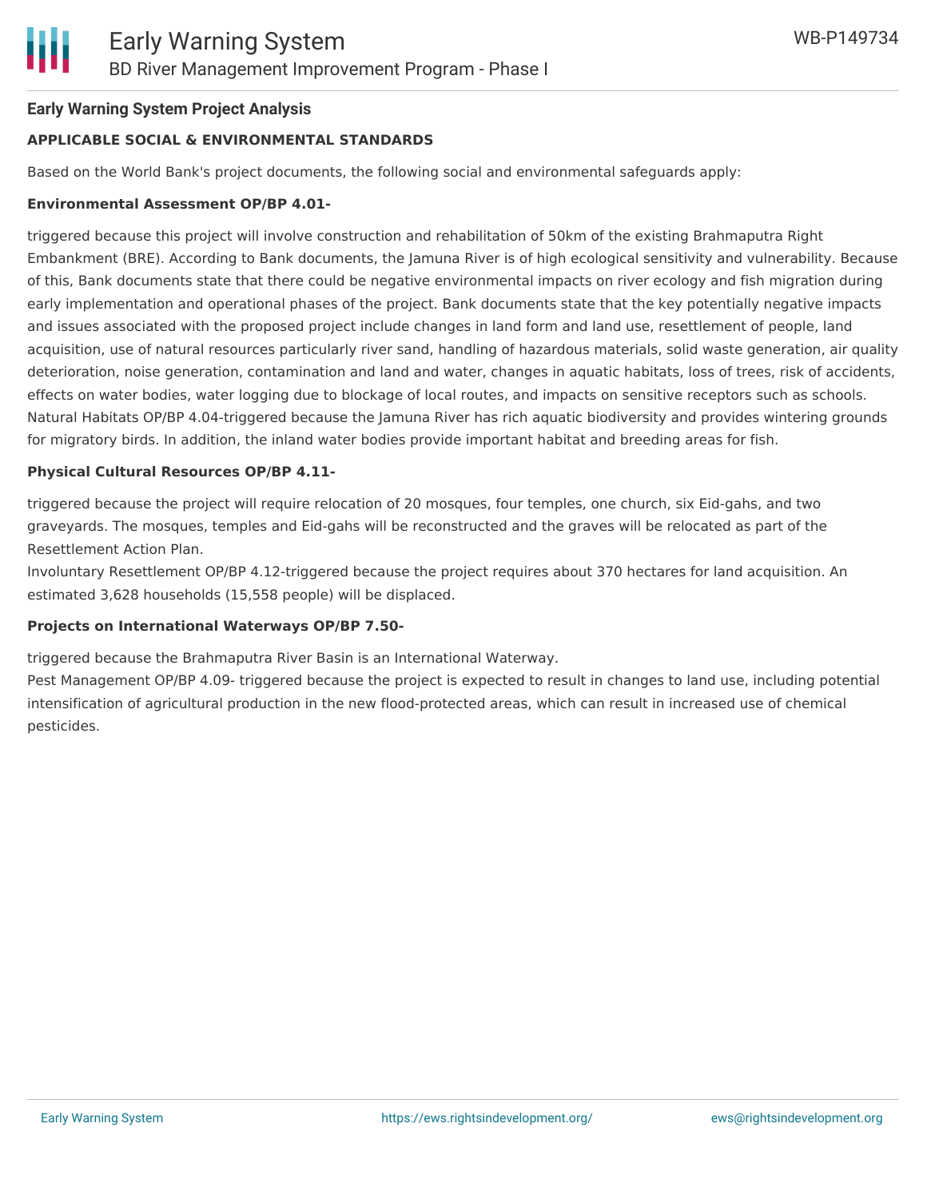**Early Warning System Project Analysis**

**APPLICABLE SOCIAL & ENVIRONMENTAL STANDARDS**

Based on the World Bank's project documents, the following social and environmental safeguards apply:

**Environmental Assessment OP/BP 4.01-**

triggered because this project will involve construction and rehabilitation of 50km of the existing Brahmaputra Right Embankment (BRE). According to Bank documents, the Jamuna River is of high ecological sensitivity and vulnerability. Because of this, Bank documents state that there could be negative environmental impacts on river ecology and fish migration during early implementation and operational phases of the project. Bank documents state that the key potentially negative impacts and issues associated with the proposed project include changes in land form and land use, resettlement of people, land acquisition, use of natural resources particularly river sand, handling of hazardous materials, solid waste generation, air quality deterioration, noise generation, contamination and land and water, changes in aquatic habitats, loss of trees, risk of accidents, effects on water bodies, water logging due to blockage of local routes, and impacts on sensitive receptors such as schools. Natural Habitats OP/BP 4.04-triggered because the Jamuna River has rich aquatic biodiversity and provides wintering grounds for migratory birds. In addition, the inland water bodies provide important habitat and breeding areas for fish.

**Physical Cultural Resources OP/BP 4.11-**

triggered because the project will require relocation of 20 mosques, four temples, one church, six Eid-gahs, and two graveyards. The mosques, temples and Eid-gahs will be reconstructed and the graves will be relocated as part of the Resettlement Action Plan.
Involuntary Resettlement OP/BP 4.12-triggered because the project requires about 370 hectares for land acquisition. An estimated 3,628 households (15,558 people) will be displaced.

**Projects on International Waterways OP/BP 7.50-**

triggered because the Brahmaputra River Basin is an International Waterway.
Pest Management OP/BP 4.09- triggered because the project is expected to result in changes to land use, including potential intensification of agricultural production in the new flood-protected areas, which can result in increased use of chemical pesticides.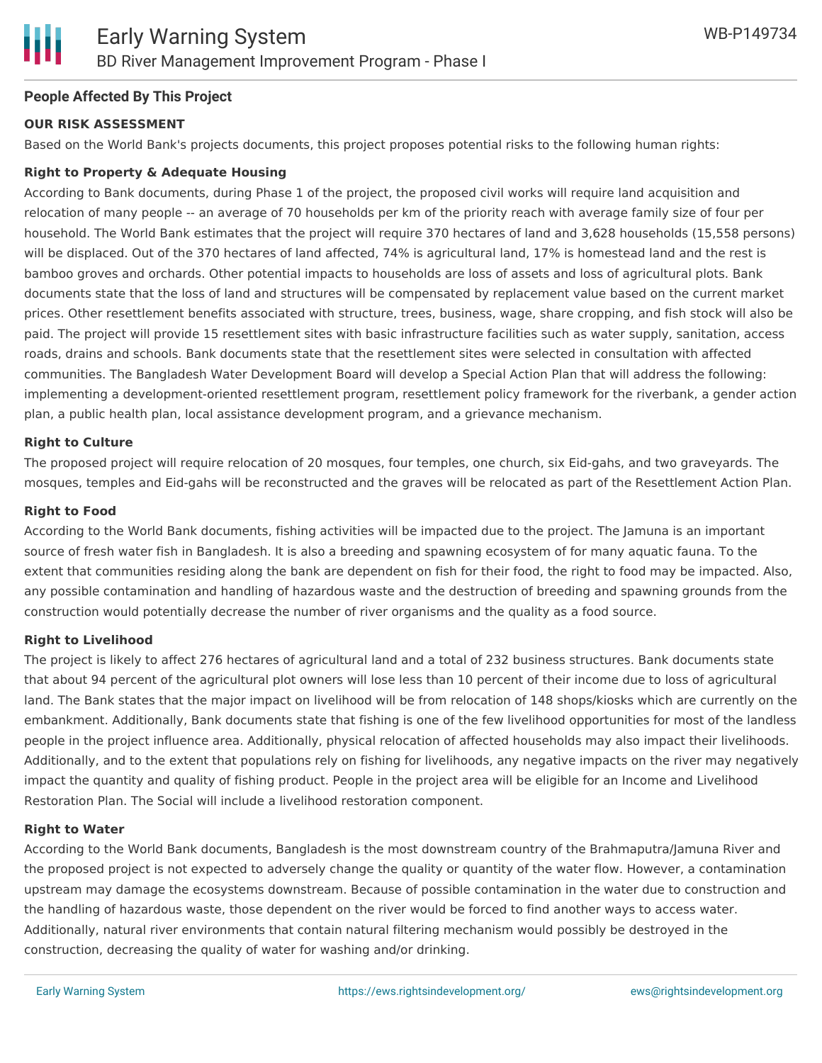## People Affected By This Project

### OUR RISK ASSESSMENT

Based on the World Bank's projects documents, this project proposes potential risks to the following human rights:

**Right to Property & Adequate Housing**

According to Bank documents, during Phase 1 of the project, the proposed civil works will require land acquisition and relocation of many people -- an average of 70 households per km of the priority reach with average family size of four per household. The World Bank estimates that the project will require 370 hectares of land and 3,628 households (15,558 persons) will be displaced. Out of the 370 hectares of land affected, 74% is agricultural land, 17% is homestead land and the rest is bamboo groves and orchards. Other potential impacts to households are loss of assets and loss of agricultural plots. Bank documents state that the loss of land and structures will be compensated by replacement value based on the current market prices. Other resettlement benefits associated with structure, trees, business, wage, share cropping, and fish stock will also be paid. The project will provide 15 resettlement sites with basic infrastructure facilities such as water supply, sanitation, access roads, drains and schools. Bank documents state that the resettlement sites were selected in consultation with affected communities. The Bangladesh Water Development Board will develop a Special Action Plan that will address the following: implementing a development-oriented resettlement program, resettlement policy framework for the riverbank, a gender action plan, a public health plan, local assistance development program, and a grievance mechanism.

**Right to Culture**

The proposed project will require relocation of 20 mosques, four temples, one church, six Eid-gahs, and two graveyards. The mosques, temples and Eid-gahs will be reconstructed and the graves will be relocated as part of the Resettlement Action Plan.

**Right to Food**

According to the World Bank documents, fishing activities will be impacted due to the project. The Jamuna is an important source of fresh water fish in Bangladesh. It is also a breeding and spawning ecosystem of for many aquatic fauna. To the extent that communities residing along the bank are dependent on fish for their food, the right to food may be impacted. Also, any possible contamination and handling of hazardous waste and the destruction of breeding and spawning grounds from the construction would potentially decrease the number of river organisms and the quality as a food source.

**Right to Livelihood**

The project is likely to affect 276 hectares of agricultural land and a total of 232 business structures. Bank documents state that about 94 percent of the agricultural plot owners will lose less than 10 percent of their income due to loss of agricultural land. The Bank states that the major impact on livelihood will be from relocation of 148 shops/kiosks which are currently on the embankment. Additionally, Bank documents state that fishing is one of the few livelihood opportunities for most of the landless people in the project influence area. Additionally, physical relocation of affected households may also impact their livelihoods. Additionally, and to the extent that populations rely on fishing for livelihoods, any negative impacts on the river may negatively impact the quantity and quality of fishing product. People in the project area will be eligible for an Income and Livelihood Restoration Plan. The Social will include a livelihood restoration component.

**Right to Water**

According to the World Bank documents, Bangladesh is the most downstream country of the Brahmaputra/Jamuna River and the proposed project is not expected to adversely change the quality or quantity of the water flow. However, a contamination upstream may damage the ecosystems downstream. Because of possible contamination in the water due to construction and the handling of hazardous waste, those dependent on the river would be forced to find another ways to access water. Additionally, natural river environments that contain natural filtering mechanism would possibly be destroyed in the construction, decreasing the quality of water for washing and/or drinking.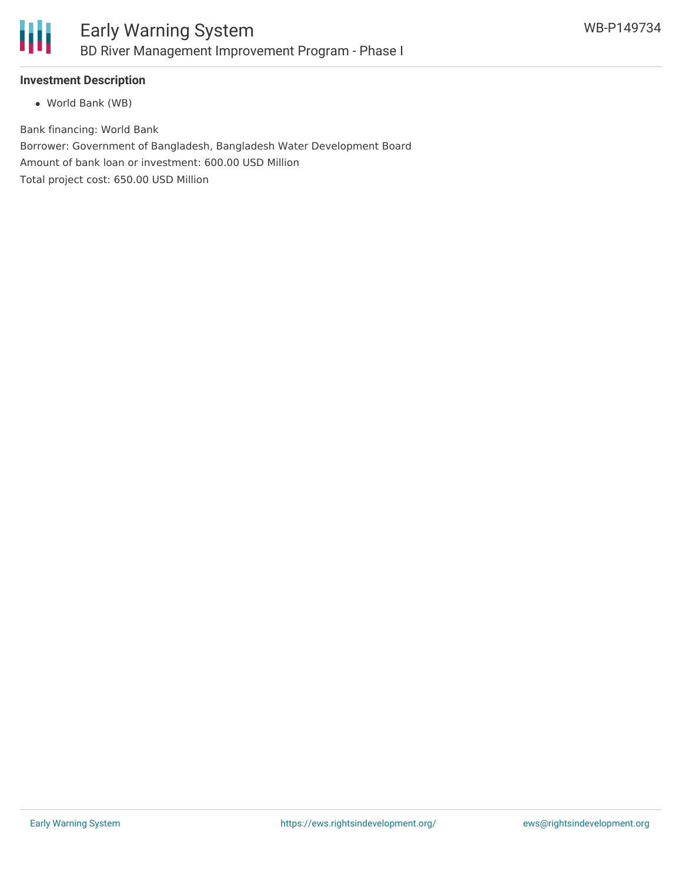### Investment Description

- World Bank (WB)

Bank financing: World Bank

Borrower: Government of Bangladesh, Bangladesh Water Development Board

Amount of bank loan or investment: 600.00 USD Million

Total project cost: 650.00 USD Million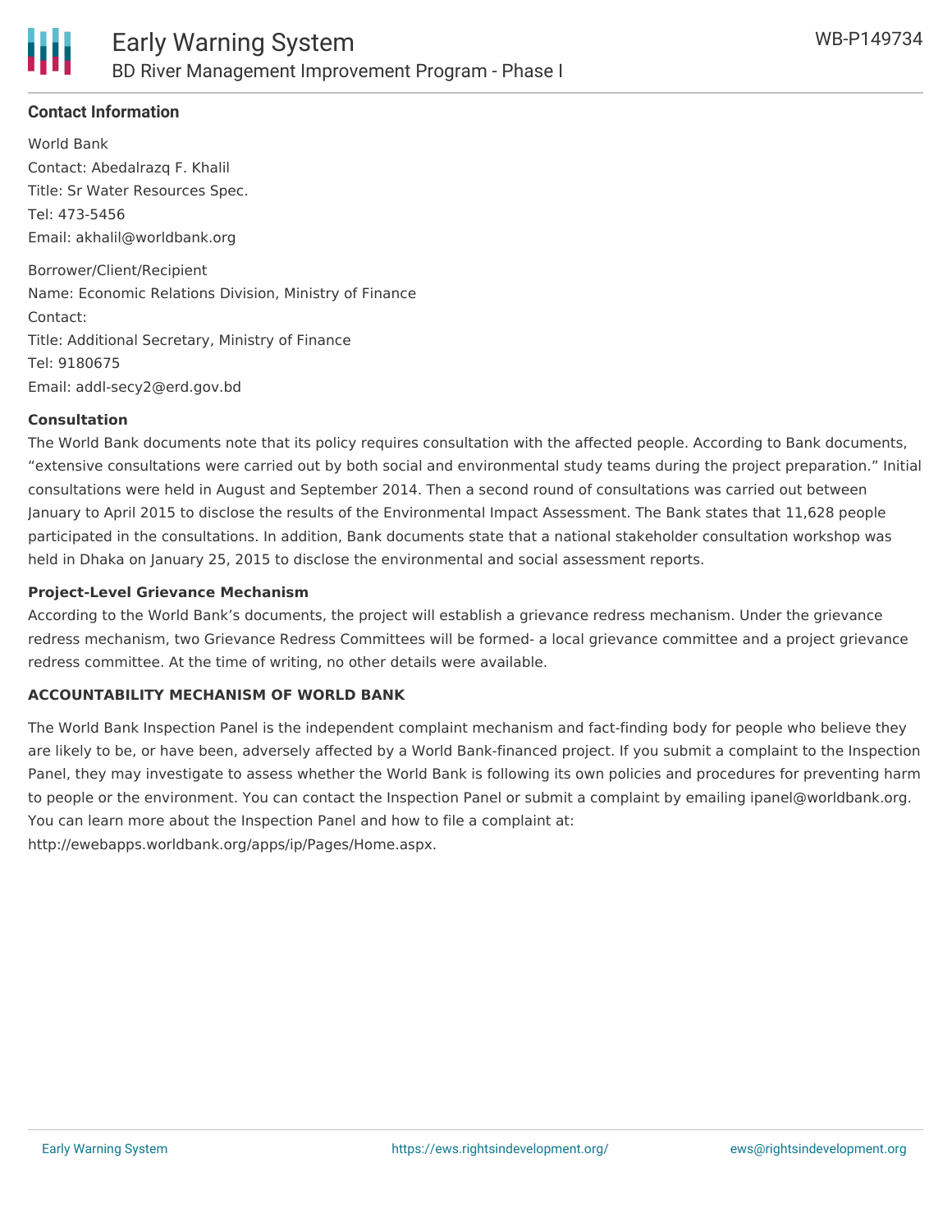**Contact Information**

World Bank
Contact: Abedalrazq F. Khalil
Title: Sr Water Resources Spec.
Tel: 473-5456
Email: akhalil@worldbank.org

Borrower/Client/Recipient
Name: Economic Relations Division, Ministry of Finance
Contact:
Title: Additional Secretary, Ministry of Finance
Tel: 9180675
Email: addl-secy2@erd.gov.bd

**Consultation**

The World Bank documents note that its policy requires consultation with the affected people. According to Bank documents, "extensive consultations were carried out by both social and environmental study teams during the project preparation." Initial consultations were held in August and September 2014. Then a second round of consultations was carried out between January to April 2015 to disclose the results of the Environmental Impact Assessment. The Bank states that 11,628 people participated in the consultations. In addition, Bank documents state that a national stakeholder consultation workshop was held in Dhaka on January 25, 2015 to disclose the environmental and social assessment reports.

**Project-Level Grievance Mechanism**

According to the World Bank's documents, the project will establish a grievance redress mechanism. Under the grievance redress mechanism, two Grievance Redress Committees will be formed- a local grievance committee and a project grievance redress committee. At the time of writing, no other details were available.

**ACCOUNTABILITY MECHANISM OF WORLD BANK**

The World Bank Inspection Panel is the independent complaint mechanism and fact-finding body for people who believe they are likely to be, or have been, adversely affected by a World Bank-financed project. If you submit a complaint to the Inspection Panel, they may investigate to assess whether the World Bank is following its own policies and procedures for preventing harm to people or the environment. You can contact the Inspection Panel or submit a complaint by emailing ipanel@worldbank.org. You can learn more about the Inspection Panel and how to file a complaint at: http://ewebapps.worldbank.org/apps/ip/Pages/Home.aspx.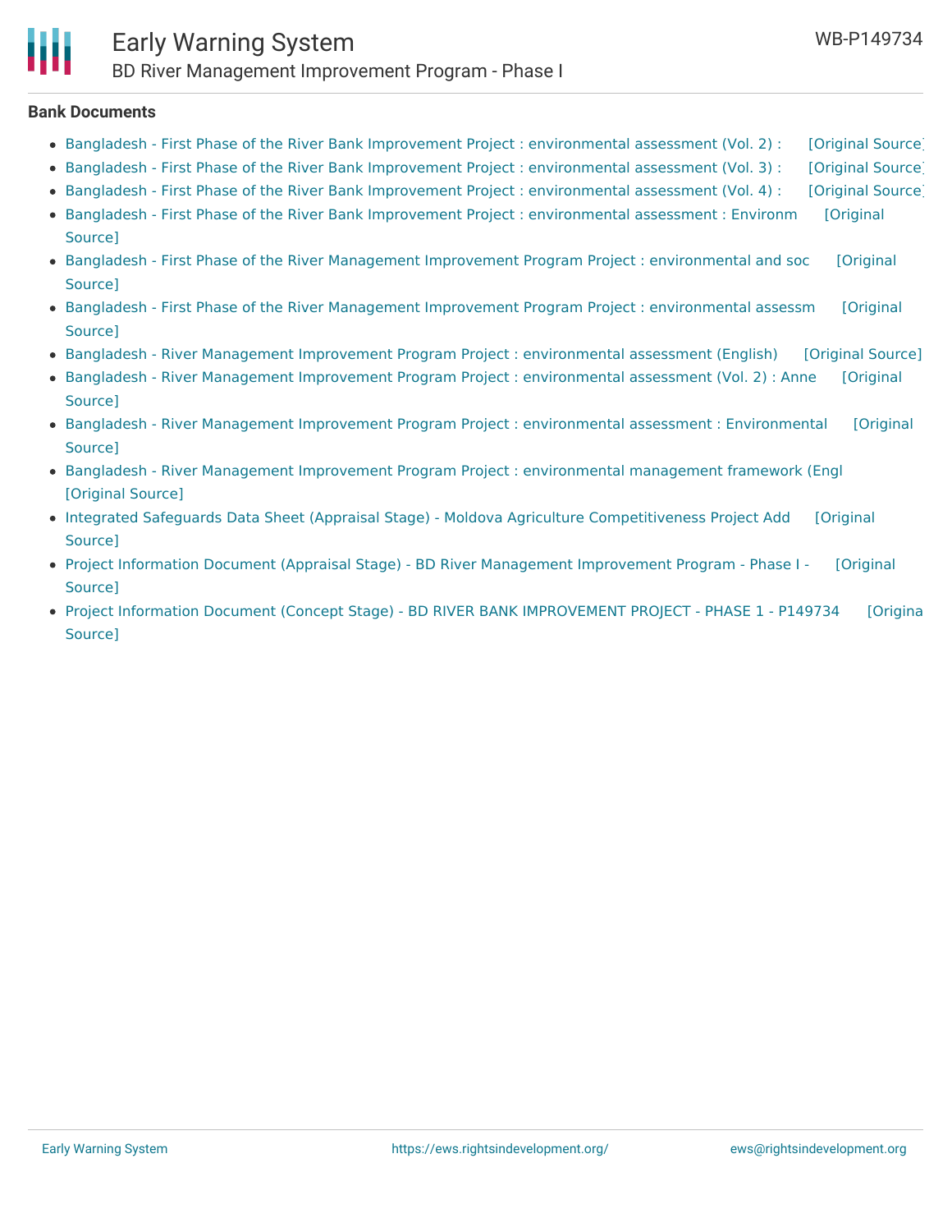## Bank Documents

- Bangladesh - First Phase of the River Bank Improvement Project : environmental assessment (Vol. 2) : [Original Source]
- Bangladesh - First Phase of the River Bank Improvement Project : environmental assessment (Vol. 3) : [Original Source]
- Bangladesh - First Phase of the River Bank Improvement Project : environmental assessment (Vol. 4) : [Original Source]
- Bangladesh - First Phase of the River Bank Improvement Project : environmental assessment : Environm [Original Source]
- Bangladesh - First Phase of the River Management Improvement Program Project : environmental and soc [Original Source]
- Bangladesh - First Phase of the River Management Improvement Program Project : environmental assessm [Original Source]
- Bangladesh - River Management Improvement Program Project : environmental assessment (English) [Original Source]
- Bangladesh - River Management Improvement Program Project : environmental assessment (Vol. 2) : Anne [Original Source]
- Bangladesh - River Management Improvement Program Project : environmental assessment : Environmental [Original Source]
- Bangladesh - River Management Improvement Program Project : environmental management framework (Engl [Original Source]
- Integrated Safeguards Data Sheet (Appraisal Stage) - Moldova Agriculture Competitiveness Project Add [Original Source]
- Project Information Document (Appraisal Stage) - BD River Management Improvement Program - Phase I - [Original Source]
- Project Information Document (Concept Stage) - BD RIVER BANK IMPROVEMENT PROJECT - PHASE 1 - P149734 [Original Source]